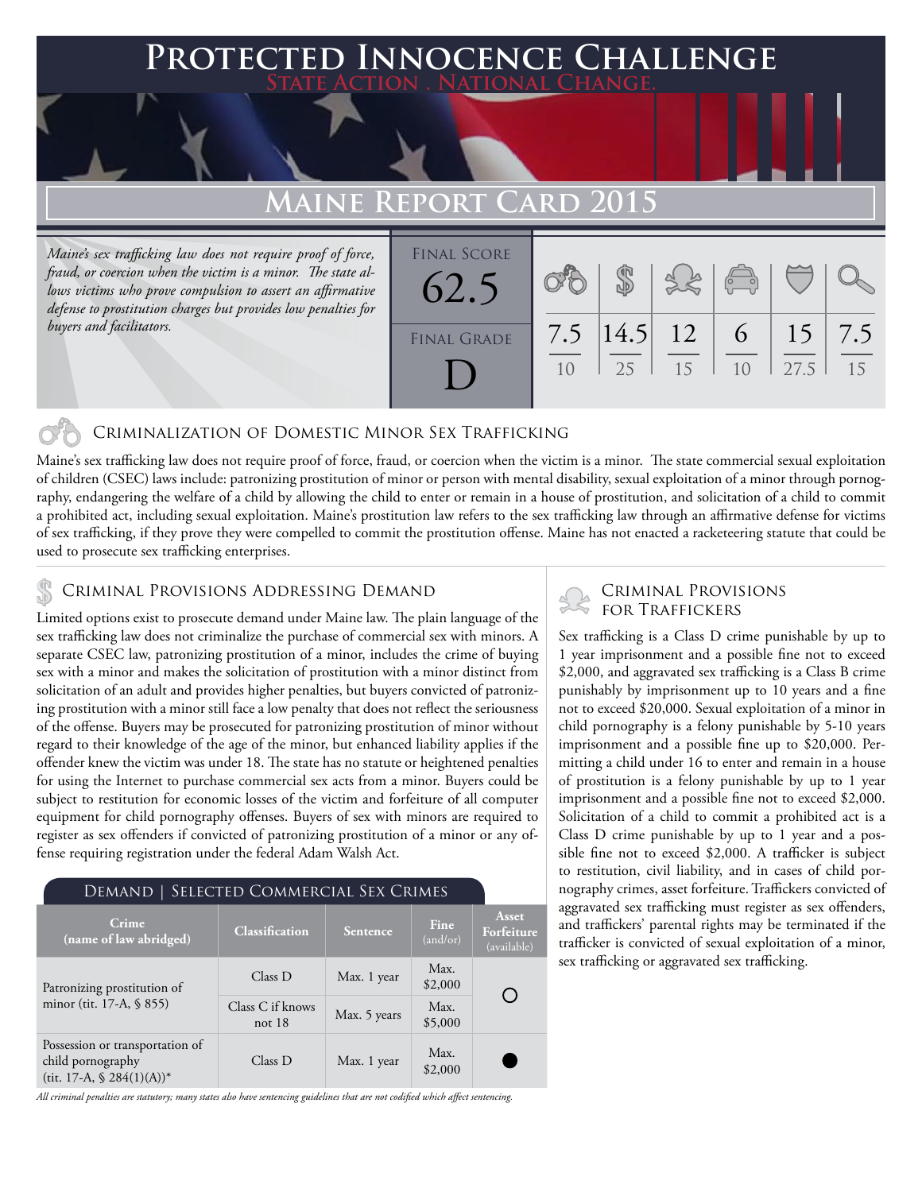# Protected Innocence Challenge

State Action . National Change.

## Maine Report Card 2015

*Maine's sex trafficking law does not require proof of force, fraud, or coercion when the victim is a minor. The state allows victims who prove compulsion to assert an affirmative defense to prostitution charges but provides low penalties for buyers and facilitators.*

| Final Score | Final Grade |
|---|---|
| 62.5 | D |

| Criminalization of Domestic Minor Sex Trafficking | Criminal Provisions Addressing Demand | Criminal Provisions for Traffickers | Criminal Provisions for Facilitators | Protective Provisions for Child Victims | Criminal Justice Tools for Investigation and Prosecution |
|---|---|---|---|---|---|
| 7.5 / 10 | 14.5 / 25 | 12 / 15 | 6 / 10 | 15 / 27.5 | 7.5 / 15 |

### Criminalization of Domestic Minor Sex Trafficking

Maine's sex trafficking law does not require proof of force, fraud, or coercion when the victim is a minor. The state commercial sexual exploitation of children (CSEC) laws include: patronizing prostitution of minor or person with mental disability, sexual exploitation of a minor through pornography, endangering the welfare of a child by allowing the child to enter or remain in a house of prostitution, and solicitation of a child to commit a prohibited act, including sexual exploitation. Maine's prostitution law refers to the sex trafficking law through an affirmative defense for victims of sex trafficking, if they prove they were compelled to commit the prostitution offense. Maine has not enacted a racketeering statute that could be used to prosecute sex trafficking enterprises.

### Criminal Provisions Addressing Demand

Limited options exist to prosecute demand under Maine law. The plain language of the sex trafficking law does not criminalize the purchase of commercial sex with minors. A separate CSEC law, patronizing prostitution of a minor, includes the crime of buying sex with a minor and makes the solicitation of prostitution with a minor distinct from solicitation of an adult and provides higher penalties, but buyers convicted of patronizing prostitution with a minor still face a low penalty that does not reflect the seriousness of the offense. Buyers may be prosecuted for patronizing prostitution of minor without regard to their knowledge of the age of the minor, but enhanced liability applies if the offender knew the victim was under 18. The state has no statute or heightened penalties for using the Internet to purchase commercial sex acts from a minor. Buyers could be subject to restitution for economic losses of the victim and forfeiture of all computer equipment for child pornography offenses. Buyers of sex with minors are required to register as sex offenders if convicted of patronizing prostitution of a minor or any offense requiring registration under the federal Adam Walsh Act.

**Demand | Selected Commercial Sex Crimes**

| Crime (name of law abridged) | Classification | Sentence | Fine (and/or) | Asset Forfeiture (available) |
|---|---|---|---|---|
| Patronizing prostitution of minor (tit. 17-A, § 855) | Class D | Max. 1 year | Max. $2,000 | ○ |
| | Class C if knows not 18 | Max. 5 years | Max. $5,000 | |
| Possession or transportation of child pornography (tit. 17-A, § 284(1)(A))* | Class D | Max. 1 year | Max. $2,000 | ● |

*All criminal penalties are statutory; many states also have sentencing guidelines that are not codified which affect sentencing.*

### Criminal Provisions for Traffickers

Sex trafficking is a Class D crime punishable by up to 1 year imprisonment and a possible fine not to exceed $2,000, and aggravated sex trafficking is a Class B crime punishably by imprisonment up to 10 years and a fine not to exceed $20,000. Sexual exploitation of a minor in child pornography is a felony punishable by 5-10 years imprisonment and a possible fine up to $20,000. Permitting a child under 16 to enter and remain in a house of prostitution is a felony punishable by up to 1 year imprisonment and a possible fine not to exceed $2,000. Solicitation of a child to commit a prohibited act is a Class D crime punishable by up to 1 year and a possible fine not to exceed $2,000. A trafficker is subject to restitution, civil liability, and in cases of child pornography crimes, asset forfeiture. Traffickers convicted of aggravated sex trafficking must register as sex offenders, and traffickers' parental rights may be terminated if the trafficker is convicted of sexual exploitation of a minor, sex trafficking or aggravated sex trafficking.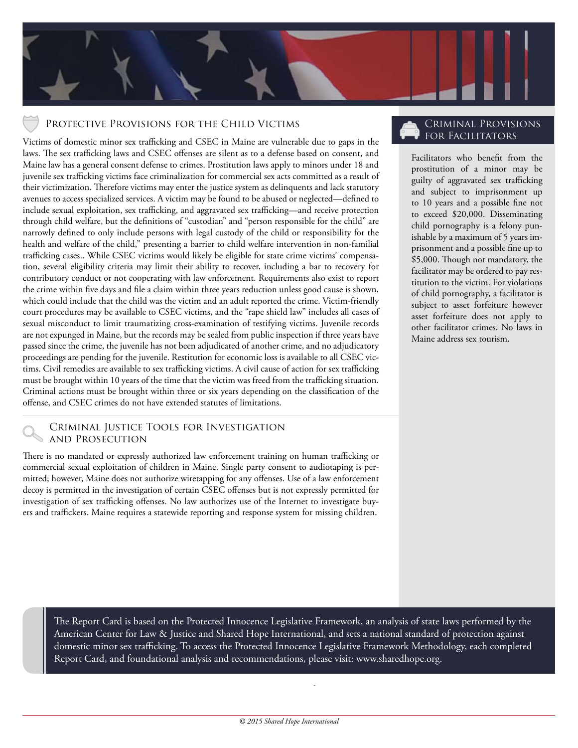## Protective Provisions for the Child Victims

Victims of domestic minor sex trafficking and CSEC in Maine are vulnerable due to gaps in the laws. The sex trafficking laws and CSEC offenses are silent as to a defense based on consent, and Maine law has a general consent defense to crimes. Prostitution laws apply to minors under 18 and juvenile sex trafficking victims face criminalization for commercial sex acts committed as a result of their victimization. Therefore victims may enter the justice system as delinquents and lack statutory avenues to access specialized services. A victim may be found to be abused or neglected—defined to include sexual exploitation, sex trafficking, and aggravated sex trafficking—and receive protection through child welfare, but the definitions of "custodian" and "person responsible for the child" are narrowly defined to only include persons with legal custody of the child or responsibility for the health and welfare of the child," presenting a barrier to child welfare intervention in non-familial trafficking cases.. While CSEC victims would likely be eligible for state crime victims' compensation, several eligibility criteria may limit their ability to recover, including a bar to recovery for contributory conduct or not cooperating with law enforcement. Requirements also exist to report the crime within five days and file a claim within three years reduction unless good cause is shown, which could include that the child was the victim and an adult reported the crime. Victim-friendly court procedures may be available to CSEC victims, and the "rape shield law" includes all cases of sexual misconduct to limit traumatizing cross-examination of testifying victims. Juvenile records are not expunged in Maine, but the records may be sealed from public inspection if three years have passed since the crime, the juvenile has not been adjudicated of another crime, and no adjudicatory proceedings are pending for the juvenile. Restitution for economic loss is available to all CSEC victims. Civil remedies are available to sex trafficking victims. A civil cause of action for sex trafficking must be brought within 10 years of the time that the victim was freed from the trafficking situation. Criminal actions must be brought within three or six years depending on the classification of the offense, and CSEC crimes do not have extended statutes of limitations.

## Criminal Justice Tools for Investigation and Prosecution

There is no mandated or expressly authorized law enforcement training on human trafficking or commercial sexual exploitation of children in Maine. Single party consent to audiotaping is permitted; however, Maine does not authorize wiretapping for any offenses. Use of a law enforcement decoy is permitted in the investigation of certain CSEC offenses but is not expressly permitted for investigation of sex trafficking offenses. No law authorizes use of the Internet to investigate buyers and traffickers. Maine requires a statewide reporting and response system for missing children.

## Criminal Provisions for Facilitators

Facilitators who benefit from the prostitution of a minor may be guilty of aggravated sex trafficking and subject to imprisonment up to 10 years and a possible fine not to exceed $20,000. Disseminating child pornography is a felony punishable by a maximum of 5 years imprisonment and a possible fine up to $5,000. Though not mandatory, the facilitator may be ordered to pay restitution to the victim. For violations of child pornography, a facilitator is subject to asset forfeiture however asset forfeiture does not apply to other facilitator crimes. No laws in Maine address sex tourism.

The Report Card is based on the Protected Innocence Legislative Framework, an analysis of state laws performed by the American Center for Law & Justice and Shared Hope International, and sets a national standard of protection against domestic minor sex trafficking. To access the Protected Innocence Legislative Framework Methodology, each completed Report Card, and foundational analysis and recommendations, please visit: www.sharedhope.org.

*© 2015 Shared Hope International*